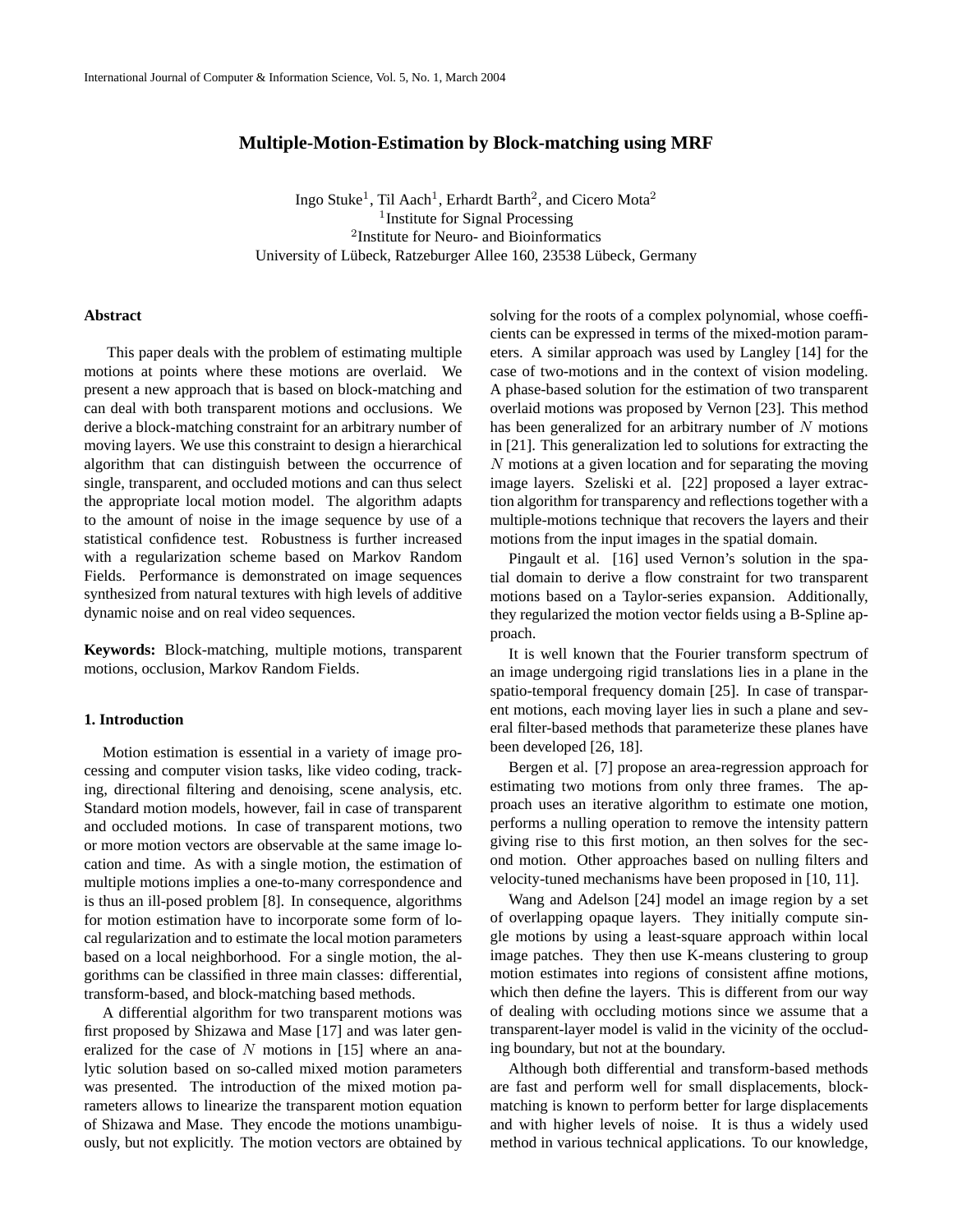# Multiple-Motion-Estimation by Block-matching using MRF

Ingo Stuke[1], Til Aach[1], Erhardt Barth[2], and Cicero Mota[2]
[1]Institute for Signal Processing
[2]Institute for Neuro- and Bioinformatics
University of Lübeck, Ratzeburger Allee 160, 23538 Lübeck, Germany

## Abstract

This paper deals with the problem of estimating multiple motions at points where these motions are overlaid. We present a new approach that is based on block-matching and can deal with both transparent motions and occlusions. We derive a block-matching constraint for an arbitrary number of moving layers. We use this constraint to design a hierarchical algorithm that can distinguish between the occurrence of single, transparent, and occluded motions and can thus select the appropriate local motion model. The algorithm adapts to the amount of noise in the image sequence by use of a statistical confidence test. Robustness is further increased with a regularization scheme based on Markov Random Fields. Performance is demonstrated on image sequences synthesized from natural textures with high levels of additive dynamic noise and on real video sequences.

**Keywords:** Block-matching, multiple motions, transparent motions, occlusion, Markov Random Fields.

## 1. Introduction

Motion estimation is essential in a variety of image processing and computer vision tasks, like video coding, tracking, directional filtering and denoising, scene analysis, etc. Standard motion models, however, fail in case of transparent and occluded motions. In case of transparent motions, two or more motion vectors are observable at the same image location and time. As with a single motion, the estimation of multiple motions implies a one-to-many correspondence and is thus an ill-posed problem [8]. In consequence, algorithms for motion estimation have to incorporate some form of local regularization and to estimate the local motion parameters based on a local neighborhood. For a single motion, the algorithms can be classified in three main classes: differential, transform-based, and block-matching based methods.

A differential algorithm for two transparent motions was first proposed by Shizawa and Mase [17] and was later generalized for the case of $N$ motions in [15] where an analytic solution based on so-called mixed motion parameters was presented. The introduction of the mixed motion parameters allows to linearize the transparent motion equation of Shizawa and Mase. They encode the motions unambiguously, but not explicitly. The motion vectors are obtained by solving for the roots of a complex polynomial, whose coefficients can be expressed in terms of the mixed-motion parameters. A similar approach was used by Langley [14] for the case of two-motions and in the context of vision modeling. A phase-based solution for the estimation of two transparent overlaid motions was proposed by Vernon [23]. This method has been generalized for an arbitrary number of $N$ motions in [21]. This generalization led to solutions for extracting the $N$ motions at a given location and for separating the moving image layers. Szeliski et al. [22] proposed a layer extraction algorithm for transparency and reflections together with a multiple-motions technique that recovers the layers and their motions from the input images in the spatial domain.

Pingault et al. [16] used Vernon's solution in the spatial domain to derive a flow constraint for two transparent motions based on a Taylor-series expansion. Additionally, they regularized the motion vector fields using a B-Spline approach.

It is well known that the Fourier transform spectrum of an image undergoing rigid translations lies in a plane in the spatio-temporal frequency domain [25]. In case of transparent motions, each moving layer lies in such a plane and several filter-based methods that parameterize these planes have been developed [26, 18].

Bergen et al. [7] propose an area-regression approach for estimating two motions from only three frames. The approach uses an iterative algorithm to estimate one motion, performs a nulling operation to remove the intensity pattern giving rise to this first motion, an then solves for the second motion. Other approaches based on nulling filters and velocity-tuned mechanisms have been proposed in [10, 11].

Wang and Adelson [24] model an image region by a set of overlapping opaque layers. They initially compute single motions by using a least-square approach within local image patches. They then use K-means clustering to group motion estimates into regions of consistent affine motions, which then define the layers. This is different from our way of dealing with occluding motions since we assume that a transparent-layer model is valid in the vicinity of the occluding boundary, but not at the boundary.

Although both differential and transform-based methods are fast and perform well for small displacements, block-matching is known to perform better for large displacements and with higher levels of noise. It is thus a widely used method in various technical applications. To our knowledge,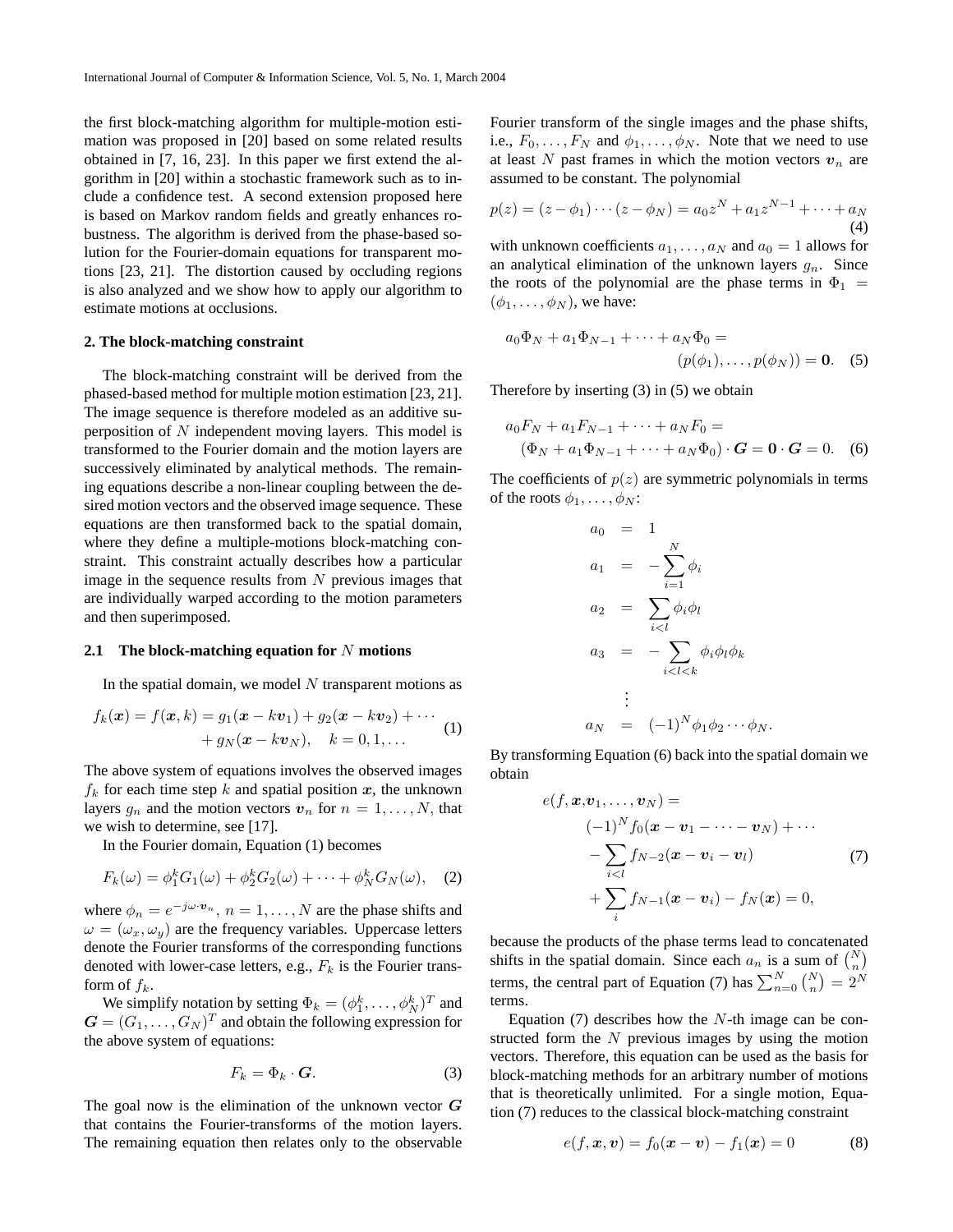the first block-matching algorithm for multiple-motion estimation was proposed in [20] based on some related results obtained in [7, 16, 23]. In this paper we first extend the algorithm in [20] within a stochastic framework such as to include a confidence test. A second extension proposed here is based on Markov random fields and greatly enhances robustness. The algorithm is derived from the phase-based solution for the Fourier-domain equations for transparent motions [23, 21]. The distortion caused by occluding regions is also analyzed and we show how to apply our algorithm to estimate motions at occlusions.

## 2. The block-matching constraint

The block-matching constraint will be derived from the phased-based method for multiple motion estimation [23, 21]. The image sequence is therefore modeled as an additive superposition of $N$ independent moving layers. This model is transformed to the Fourier domain and the motion layers are successively eliminated by analytical methods. The remaining equations describe a non-linear coupling between the desired motion vectors and the observed image sequence. These equations are then transformed back to the spatial domain, where they define a multiple-motions block-matching constraint. This constraint actually describes how a particular image in the sequence results from $N$ previous images that are individually warped according to the motion parameters and then superimposed.

### 2.1 The block-matching equation for $N$ motions

In the spatial domain, we model $N$ transparent motions as

$$f_k(\boldsymbol{x}) = f(\boldsymbol{x}, k) = g_1(\boldsymbol{x} - k\boldsymbol{v}_1) + g_2(\boldsymbol{x} - k\boldsymbol{v}_2) + \cdots + g_N(\boldsymbol{x} - k\boldsymbol{v}_N), \quad k = 0, 1, \ldots \tag{1}$$

The above system of equations involves the observed images $f_k$ for each time step $k$ and spatial position $\boldsymbol{x}$, the unknown layers $g_n$ and the motion vectors $\boldsymbol{v}_n$ for $n = 1, \ldots, N$, that we wish to determine, see [17].

In the Fourier domain, Equation (1) becomes

$$F_k(\omega) = \phi_1^k G_1(\omega) + \phi_2^k G_2(\omega) + \cdots + \phi_N^k G_N(\omega), \tag{2}$$

where $\phi_n = e^{-j\omega\cdot\boldsymbol{v}_n}$, $n = 1, \ldots, N$ are the phase shifts and $\omega = (\omega_x, \omega_y)$ are the frequency variables. Uppercase letters denote the Fourier transforms of the corresponding functions denoted with lower-case letters, e.g., $F_k$ is the Fourier transform of $f_k$.

We simplify notation by setting $\Phi_k = (\phi_1^k, \ldots, \phi_N^k)^T$ and $\boldsymbol{G} = (G_1, \ldots, G_N)^T$ and obtain the following expression for the above system of equations:

$$F_k = \Phi_k \cdot \boldsymbol{G}. \tag{3}$$

The goal now is the elimination of the unknown vector $\boldsymbol{G}$ that contains the Fourier-transforms of the motion layers. The remaining equation then relates only to the observable Fourier transform of the single images and the phase shifts, i.e., $F_0, \ldots, F_N$ and $\phi_1, \ldots, \phi_N$. Note that we need to use at least $N$ past frames in which the motion vectors $\boldsymbol{v}_n$ are assumed to be constant. The polynomial

$$p(z) = (z - \phi_1)\cdots(z - \phi_N) = a_0 z^N + a_1 z^{N-1} + \cdots + a_N \tag{4}$$

with unknown coefficients $a_1, \ldots, a_N$ and $a_0 = 1$ allows for an analytical elimination of the unknown layers $g_n$. Since the roots of the polynomial are the phase terms in $\Phi_1 = (\phi_1, \ldots, \phi_N)$, we have:

$$a_0\Phi_N + a_1\Phi_{N-1} + \cdots + a_N\Phi_0 = (p(\phi_1), \ldots, p(\phi_N)) = \mathbf{0}. \tag{5}$$

Therefore by inserting (3) in (5) we obtain

$$a_0 F_N + a_1 F_{N-1} + \cdots + a_N F_0 = (\Phi_N + a_1\Phi_{N-1} + \cdots + a_N\Phi_0)\cdot\boldsymbol{G} = \mathbf{0}\cdot\boldsymbol{G} = 0. \tag{6}$$

The coefficients of $p(z)$ are symmetric polynomials in terms of the roots $\phi_1, \ldots, \phi_N$:

$$\begin{aligned}
a_0 &= 1 \\
a_1 &= -\sum_{i=1}^{N}\phi_i \\
a_2 &= \sum_{i<l}\phi_i\phi_l \\
a_3 &= -\sum_{i<l<k}\phi_i\phi_l\phi_k \\
&\vdots \\
a_N &= (-1)^N\phi_1\phi_2\cdots\phi_N.
\end{aligned}$$

By transforming Equation (6) back into the spatial domain we obtain

$$\begin{aligned}
e(f, \boldsymbol{x}, \boldsymbol{v}_1, \ldots, \boldsymbol{v}_N) = \\
&(-1)^N f_0(\boldsymbol{x} - \boldsymbol{v}_1 - \cdots - \boldsymbol{v}_N) + \cdots \\
&- \sum_{i<l} f_{N-2}(\boldsymbol{x} - \boldsymbol{v}_i - \boldsymbol{v}_l) \\
&+ \sum_{i} f_{N-1}(\boldsymbol{x} - \boldsymbol{v}_i) - f_N(\boldsymbol{x}) = 0,
\end{aligned} \tag{7}$$

because the products of the phase terms lead to concatenated shifts in the spatial domain. Since each $a_n$ is a sum of $\binom{N}{n}$ terms, the central part of Equation (7) has $\sum_{n=0}^{N}\binom{N}{n} = 2^N$ terms.

Equation (7) describes how the $N$-th image can be constructed form the $N$ previous images by using the motion vectors. Therefore, this equation can be used as the basis for block-matching methods for an arbitrary number of motions that is theoretically unlimited. For a single motion, Equation (7) reduces to the classical block-matching constraint

$$e(f, \boldsymbol{x}, \boldsymbol{v}) = f_0(\boldsymbol{x} - \boldsymbol{v}) - f_1(\boldsymbol{x}) = 0 \tag{8}$$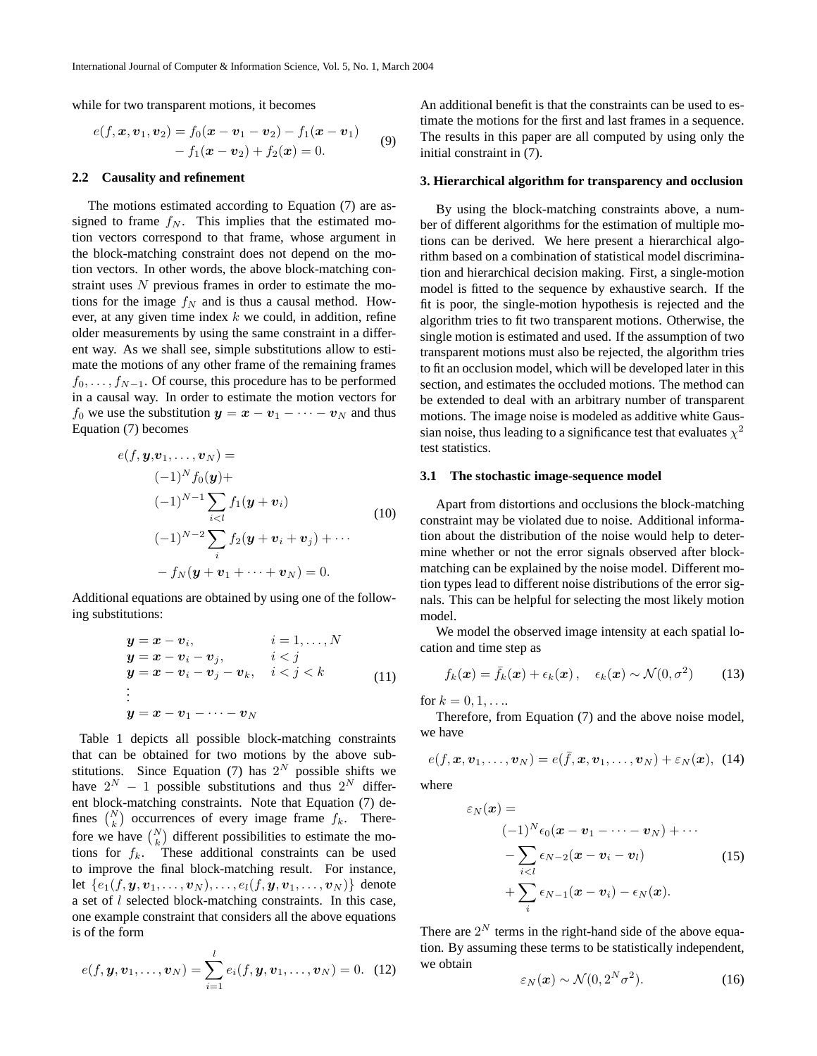while for two transparent motions, it becomes

$$
\begin{aligned}
e(f, \boldsymbol{x}, \boldsymbol{v}_1, \boldsymbol{v}_2) = f_0(\boldsymbol{x} - \boldsymbol{v}_1 - \boldsymbol{v}_2) - f_1(\boldsymbol{x} - \boldsymbol{v}_1) \\
- f_1(\boldsymbol{x} - \boldsymbol{v}_2) + f_2(\boldsymbol{x}) = 0.
\end{aligned} \tag{9}
$$

### 2.2 Causality and refinement

The motions estimated according to Equation (7) are assigned to frame $f_N$. This implies that the estimated motion vectors correspond to that frame, whose argument in the block-matching constraint does not depend on the motion vectors. In other words, the above block-matching constraint uses $N$ previous frames in order to estimate the motions for the image $f_N$ and is thus a causal method. However, at any given time index $k$ we could, in addition, refine older measurements by using the same constraint in a different way. As we shall see, simple substitutions allow to estimate the motions of any other frame of the remaining frames $f_0, \ldots, f_{N-1}$. Of course, this procedure has to be performed in a causal way. In order to estimate the motion vectors for $f_0$ we use the substitution $\boldsymbol{y} = \boldsymbol{x} - \boldsymbol{v}_1 - \cdots - \boldsymbol{v}_N$ and thus Equation (7) becomes

$$
\begin{aligned}
e(f, \boldsymbol{y}, &\boldsymbol{v}_1, \ldots, \boldsymbol{v}_N) = \\
&(-1)^N f_0(\boldsymbol{y}) + \\
&(-1)^{N-1} \sum_{i<l} f_1(\boldsymbol{y} + \boldsymbol{v}_i) \\
&(-1)^{N-2} \sum_{i} f_2(\boldsymbol{y} + \boldsymbol{v}_i + \boldsymbol{v}_j) + \cdots \\
&- f_N(\boldsymbol{y} + \boldsymbol{v}_1 + \cdots + \boldsymbol{v}_N) = 0.
\end{aligned} \tag{10}
$$

Additional equations are obtained by using one of the following substitutions:

$$
\begin{aligned}
&\boldsymbol{y} = \boldsymbol{x} - \boldsymbol{v}_i, && i = 1, \ldots, N \\
&\boldsymbol{y} = \boldsymbol{x} - \boldsymbol{v}_i - \boldsymbol{v}_j, && i < j \\
&\boldsymbol{y} = \boldsymbol{x} - \boldsymbol{v}_i - \boldsymbol{v}_j - \boldsymbol{v}_k, && i < j < k \\
&\vdots \\
&\boldsymbol{y} = \boldsymbol{x} - \boldsymbol{v}_1 - \cdots - \boldsymbol{v}_N
\end{aligned} \tag{11}
$$

Table 1 depicts all possible block-matching constraints that can be obtained for two motions by the above substitutions. Since Equation (7) has $2^N$ possible shifts we have $2^N - 1$ possible substitutions and thus $2^N$ different block-matching constraints. Note that Equation (7) defines $\binom{N}{k}$ occurrences of every image frame $f_k$. Therefore we have $\binom{N}{k}$ different possibilities to estimate the motions for $f_k$. These additional constraints can be used to improve the final block-matching result. For instance, let $\{e_1(f, \boldsymbol{y}, \boldsymbol{v}_1, \ldots, \boldsymbol{v}_N), \ldots, e_l(f, \boldsymbol{y}, \boldsymbol{v}_1, \ldots, \boldsymbol{v}_N)\}$ denote a set of $l$ selected block-matching constraints. In this case, one example constraint that considers all the above equations is of the form

$$
e(f, \boldsymbol{y}, \boldsymbol{v}_1, \ldots, \boldsymbol{v}_N) = \sum_{i=1}^{l} e_i(f, \boldsymbol{y}, \boldsymbol{v}_1, \ldots, \boldsymbol{v}_N) = 0. \tag{12}
$$

An additional benefit is that the constraints can be used to estimate the motions for the first and last frames in a sequence. The results in this paper are all computed by using only the initial constraint in (7).

## 3. Hierarchical algorithm for transparency and occlusion

By using the block-matching constraints above, a number of different algorithms for the estimation of multiple motions can be derived. We here present a hierarchical algorithm based on a combination of statistical model discrimination and hierarchical decision making. First, a single-motion model is fitted to the sequence by exhaustive search. If the fit is poor, the single-motion hypothesis is rejected and the algorithm tries to fit two transparent motions. Otherwise, the single motion is estimated and used. If the assumption of two transparent motions must also be rejected, the algorithm tries to fit an occlusion model, which will be developed later in this section, and estimates the occluded motions. The method can be extended to deal with an arbitrary number of transparent motions. The image noise is modeled as additive white Gaussian noise, thus leading to a significance test that evaluates $\chi^2$ test statistics.

### 3.1 The stochastic image-sequence model

Apart from distortions and occlusions the block-matching constraint may be violated due to noise. Additional information about the distribution of the noise would help to determine whether or not the error signals observed after block-matching can be explained by the noise model. Different motion types lead to different noise distributions of the error signals. This can be helpful for selecting the most likely motion model.

We model the observed image intensity at each spatial location and time step as

$$
f_k(\boldsymbol{x}) = \bar{f}_k(\boldsymbol{x}) + \epsilon_k(\boldsymbol{x}), \quad \epsilon_k(\boldsymbol{x}) \sim \mathcal{N}(0, \sigma^2) \tag{13}
$$

for $k = 0, 1, \ldots$.

Therefore, from Equation (7) and the above noise model, we have

$$
e(f, \boldsymbol{x}, \boldsymbol{v}_1, \ldots, \boldsymbol{v}_N) = e(\bar{f}, \boldsymbol{x}, \boldsymbol{v}_1, \ldots, \boldsymbol{v}_N) + \varepsilon_N(\boldsymbol{x}), \tag{14}
$$

where

$$
\begin{aligned}
\varepsilon_N(\boldsymbol{x}) = \\
&(-1)^N \epsilon_0(\boldsymbol{x} - \boldsymbol{v}_1 - \cdots - \boldsymbol{v}_N) + \cdots \\
&- \sum_{i<l} \epsilon_{N-2}(\boldsymbol{x} - \boldsymbol{v}_i - \boldsymbol{v}_l) \\
&+ \sum_{i} \epsilon_{N-1}(\boldsymbol{x} - \boldsymbol{v}_i) - \epsilon_N(\boldsymbol{x}).
\end{aligned} \tag{15}
$$

There are $2^N$ terms in the right-hand side of the above equation. By assuming these terms to be statistically independent, we obtain

$$
\varepsilon_N(\boldsymbol{x}) \sim \mathcal{N}(0, 2^N \sigma^2). \tag{16}
$$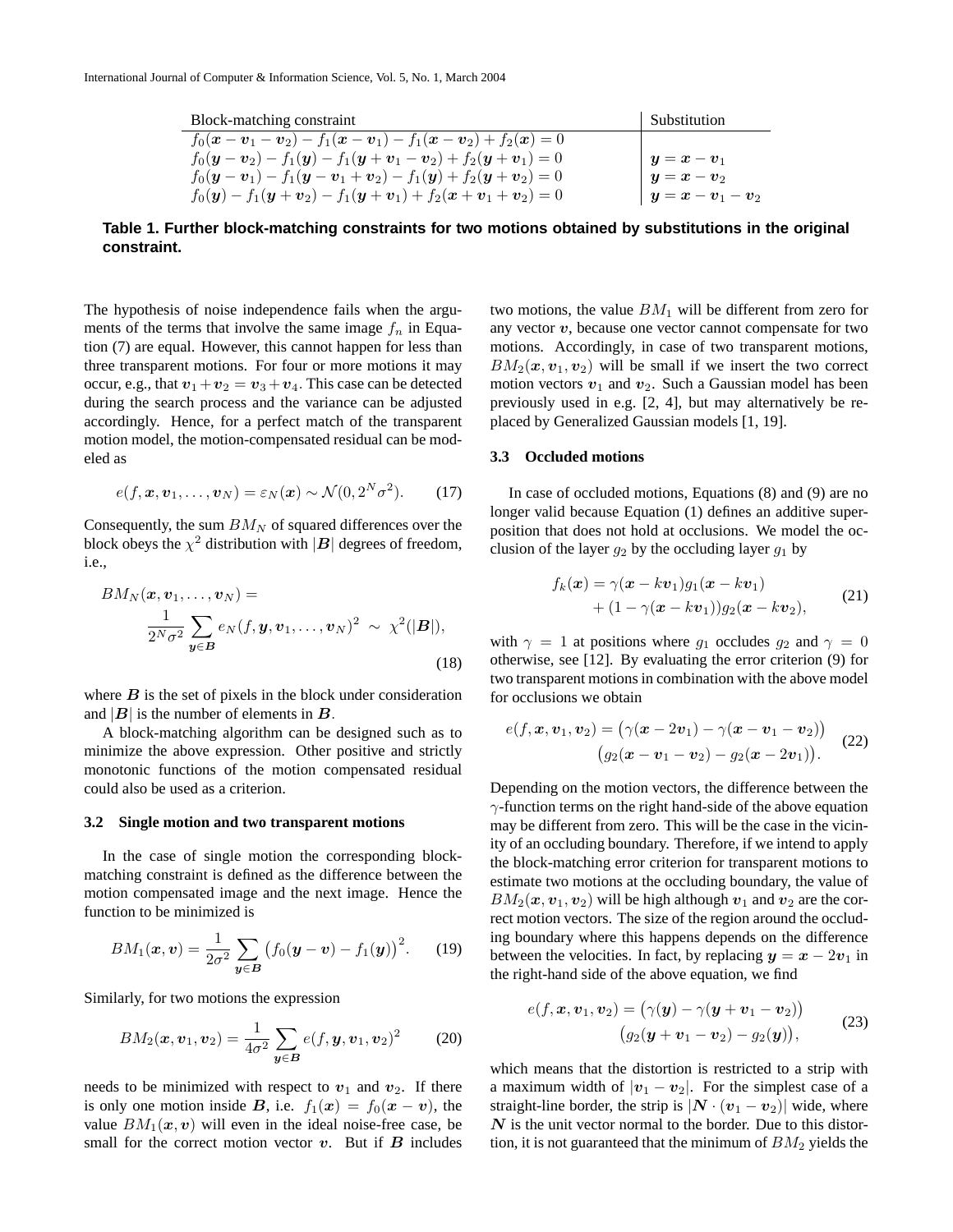| Block-matching constraint | Substitution |
|---|---|
| $f_0(\boldsymbol{x}-\boldsymbol{v}_1-\boldsymbol{v}_2)-f_1(\boldsymbol{x}-\boldsymbol{v}_1)-f_1(\boldsymbol{x}-\boldsymbol{v}_2)+f_2(\boldsymbol{x})=0$ | |
| $f_0(\boldsymbol{y}-\boldsymbol{v}_2)-f_1(\boldsymbol{y})-f_1(\boldsymbol{y}+\boldsymbol{v}_1-\boldsymbol{v}_2)+f_2(\boldsymbol{y}+\boldsymbol{v}_1)=0$ | $\boldsymbol{y}=\boldsymbol{x}-\boldsymbol{v}_1$ |
| $f_0(\boldsymbol{y}-\boldsymbol{v}_1)-f_1(\boldsymbol{y}-\boldsymbol{v}_1+\boldsymbol{v}_2)-f_1(\boldsymbol{y})+f_2(\boldsymbol{y}+\boldsymbol{v}_2)=0$ | $\boldsymbol{y}=\boldsymbol{x}-\boldsymbol{v}_2$ |
| $f_0(\boldsymbol{y})-f_1(\boldsymbol{y}+\boldsymbol{v}_2)-f_1(\boldsymbol{y}+\boldsymbol{v}_1)+f_2(\boldsymbol{x}+\boldsymbol{v}_1+\boldsymbol{v}_2)=0$ | $\boldsymbol{y}=\boldsymbol{x}-\boldsymbol{v}_1-\boldsymbol{v}_2$ |

**Table 1. Further block-matching constraints for two motions obtained by substitutions in the original constraint.**

The hypothesis of noise independence fails when the arguments of the terms that involve the same image $f_n$ in Equation (7) are equal. However, this cannot happen for less than three transparent motions. For four or more motions it may occur, e.g., that $\boldsymbol{v}_1+\boldsymbol{v}_2=\boldsymbol{v}_3+\boldsymbol{v}_4$. This case can be detected during the search process and the variance can be adjusted accordingly. Hence, for a perfect match of the transparent motion model, the motion-compensated residual can be modeled as

$$e(f,\boldsymbol{x},\boldsymbol{v}_1,\ldots,\boldsymbol{v}_N)=\varepsilon_N(\boldsymbol{x})\sim\mathcal{N}(0,2^N\sigma^2). \tag{17}$$

Consequently, the sum $BM_N$ of squared differences over the block obeys the $\chi^2$ distribution with $|\boldsymbol{B}|$ degrees of freedom, i.e.,

$$BM_N(\boldsymbol{x},\boldsymbol{v}_1,\ldots,\boldsymbol{v}_N)=\frac{1}{2^N\sigma^2}\sum_{\boldsymbol{y}\in\boldsymbol{B}}e_N(f,\boldsymbol{y},\boldsymbol{v}_1,\ldots,\boldsymbol{v}_N)^2\;\sim\;\chi^2(|\boldsymbol{B}|), \tag{18}$$

where $\boldsymbol{B}$ is the set of pixels in the block under consideration and $|\boldsymbol{B}|$ is the number of elements in $\boldsymbol{B}$.

A block-matching algorithm can be designed such as to minimize the above expression. Other positive and strictly monotonic functions of the motion compensated residual could also be used as a criterion.

### 3.2 Single motion and two transparent motions

In the case of single motion the corresponding block-matching constraint is defined as the difference between the motion compensated image and the next image. Hence the function to be minimized is

$$BM_1(\boldsymbol{x},\boldsymbol{v})=\frac{1}{2\sigma^2}\sum_{\boldsymbol{y}\in\boldsymbol{B}}\big(f_0(\boldsymbol{y}-\boldsymbol{v})-f_1(\boldsymbol{y})\big)^2. \tag{19}$$

Similarly, for two motions the expression

$$BM_2(\boldsymbol{x},\boldsymbol{v}_1,\boldsymbol{v}_2)=\frac{1}{4\sigma^2}\sum_{\boldsymbol{y}\in\boldsymbol{B}}e(f,\boldsymbol{y},\boldsymbol{v}_1,\boldsymbol{v}_2)^2 \tag{20}$$

needs to be minimized with respect to $\boldsymbol{v}_1$ and $\boldsymbol{v}_2$. If there is only one motion inside $\boldsymbol{B}$, i.e. $f_1(\boldsymbol{x})=f_0(\boldsymbol{x}-\boldsymbol{v})$, the value $BM_1(\boldsymbol{x},\boldsymbol{v})$ will even in the ideal noise-free case, be small for the correct motion vector $\boldsymbol{v}$. But if $\boldsymbol{B}$ includes two motions, the value $BM_1$ will be different from zero for any vector $\boldsymbol{v}$, because one vector cannot compensate for two motions. Accordingly, in case of two transparent motions, $BM_2(\boldsymbol{x},\boldsymbol{v}_1,\boldsymbol{v}_2)$ will be small if we insert the two correct motion vectors $\boldsymbol{v}_1$ and $\boldsymbol{v}_2$. Such a Gaussian model has been previously used in e.g. [2, 4], but may alternatively be replaced by Generalized Gaussian models [1, 19].

### 3.3 Occluded motions

In case of occluded motions, Equations (8) and (9) are no longer valid because Equation (1) defines an additive superposition that does not hold at occlusions. We model the occlusion of the layer $g_2$ by the occluding layer $g_1$ by

$$f_k(\boldsymbol{x})=\gamma(\boldsymbol{x}-k\boldsymbol{v}_1)g_1(\boldsymbol{x}-k\boldsymbol{v}_1)+(1-\gamma(\boldsymbol{x}-k\boldsymbol{v}_1))g_2(\boldsymbol{x}-k\boldsymbol{v}_2), \tag{21}$$

with $\gamma=1$ at positions where $g_1$ occludes $g_2$ and $\gamma=0$ otherwise, see [12]. By evaluating the error criterion (9) for two transparent motions in combination with the above model for occlusions we obtain

$$e(f,\boldsymbol{x},\boldsymbol{v}_1,\boldsymbol{v}_2)=\big(\gamma(\boldsymbol{x}-2\boldsymbol{v}_1)-\gamma(\boldsymbol{x}-\boldsymbol{v}_1-\boldsymbol{v}_2)\big)\big(g_2(\boldsymbol{x}-\boldsymbol{v}_1-\boldsymbol{v}_2)-g_2(\boldsymbol{x}-2\boldsymbol{v}_1)\big). \tag{22}$$

Depending on the motion vectors, the difference between the $\gamma$-function terms on the right hand-side of the above equation may be different from zero. This will be the case in the vicinity of an occluding boundary. Therefore, if we intend to apply the block-matching error criterion for transparent motions to estimate two motions at the occluding boundary, the value of $BM_2(\boldsymbol{x},\boldsymbol{v}_1,\boldsymbol{v}_2)$ will be high although $\boldsymbol{v}_1$ and $\boldsymbol{v}_2$ are the correct motion vectors. The size of the region around the occluding boundary where this happens depends on the difference between the velocities. In fact, by replacing $\boldsymbol{y}=\boldsymbol{x}-2\boldsymbol{v}_1$ in the right-hand side of the above equation, we find

$$e(f,\boldsymbol{x},\boldsymbol{v}_1,\boldsymbol{v}_2)=\big(\gamma(\boldsymbol{y})-\gamma(\boldsymbol{y}+\boldsymbol{v}_1-\boldsymbol{v}_2)\big)\big(g_2(\boldsymbol{y}+\boldsymbol{v}_1-\boldsymbol{v}_2)-g_2(\boldsymbol{y})\big), \tag{23}$$

which means that the distortion is restricted to a strip with a maximum width of $|\boldsymbol{v}_1-\boldsymbol{v}_2|$. For the simplest case of a straight-line border, the strip is $|\boldsymbol{N}\cdot(\boldsymbol{v}_1-\boldsymbol{v}_2)|$ wide, where $\boldsymbol{N}$ is the unit vector normal to the border. Due to this distortion, it is not guaranteed that the minimum of $BM_2$ yields the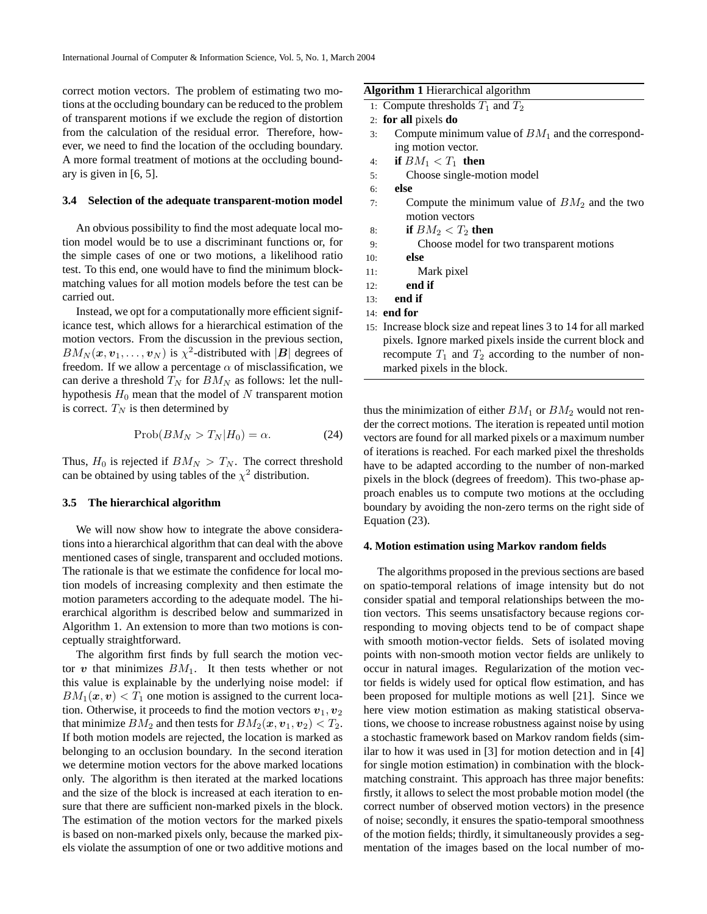correct motion vectors. The problem of estimating two motions at the occluding boundary can be reduced to the problem of transparent motions if we exclude the region of distortion from the calculation of the residual error. Therefore, however, we need to find the location of the occluding boundary. A more formal treatment of motions at the occluding boundary is given in [6, 5].

### 3.4 Selection of the adequate transparent-motion model

An obvious possibility to find the most adequate local motion model would be to use a discriminant functions or, for the simple cases of one or two motions, a likelihood ratio test. To this end, one would have to find the minimum block-matching values for all motion models before the test can be carried out.

Instead, we opt for a computationally more efficient significance test, which allows for a hierarchical estimation of the motion vectors. From the discussion in the previous section, $BM_N(\boldsymbol{x}, \boldsymbol{v}_1, \ldots, \boldsymbol{v}_N)$ is $\chi^2$-distributed with $|\boldsymbol{B}|$ degrees of freedom. If we allow a percentage $\alpha$ of misclassification, we can derive a threshold $T_N$ for $BM_N$ as follows: let the null-hypothesis $H_0$ mean that the model of $N$ transparent motion is correct. $T_N$ is then determined by

$$\text{Prob}(BM_N > T_N | H_0) = \alpha. \tag{24}$$

Thus, $H_0$ is rejected if $BM_N > T_N$. The correct threshold can be obtained by using tables of the $\chi^2$ distribution.

### 3.5 The hierarchical algorithm

We will now show how to integrate the above considerations into a hierarchical algorithm that can deal with the above mentioned cases of single, transparent and occluded motions. The rationale is that we estimate the confidence for local motion models of increasing complexity and then estimate the motion parameters according to the adequate model. The hierarchical algorithm is described below and summarized in Algorithm 1. An extension to more than two motions is conceptually straightforward.

The algorithm first finds by full search the motion vector $\boldsymbol{v}$ that minimizes $BM_1$. It then tests whether or not this value is explainable by the underlying noise model: if $BM_1(\boldsymbol{x}, \boldsymbol{v}) < T_1$ one motion is assigned to the current location. Otherwise, it proceeds to find the motion vectors $\boldsymbol{v}_1, \boldsymbol{v}_2$ that minimize $BM_2$ and then tests for $BM_2(\boldsymbol{x}, \boldsymbol{v}_1, \boldsymbol{v}_2) < T_2$. If both motion models are rejected, the location is marked as belonging to an occlusion boundary. In the second iteration we determine motion vectors for the above marked locations only. The algorithm is then iterated at the marked locations and the size of the block is increased at each iteration to ensure that there are sufficient non-marked pixels in the block. The estimation of the motion vectors for the marked pixels is based on non-marked pixels only, because the marked pixels violate the assumption of one or two additive motions and thus the minimization of either $BM_1$ or $BM_2$ would not render the correct motions. The iteration is repeated until motion vectors are found for all marked pixels or a maximum number of iterations is reached. For each marked pixel the thresholds have to be adapted according to the number of non-marked pixels in the block (degrees of freedom). This two-phase approach enables us to compute two motions at the occluding boundary by avoiding the non-zero terms on the right side of Equation (23).

**Algorithm 1** Hierarchical algorithm

```
1: Compute thresholds T_1 and T_2
2: for all pixels do
3:    Compute minimum value of BM_1 and the corresponding motion vector.
4:    if BM_1 < T_1 then
5:       Choose single-motion model
6:    else
7:       Compute the minimum value of BM_2 and the two motion vectors
8:       if BM_2 < T_2 then
9:          Choose model for two transparent motions
10:      else
11:         Mark pixel
12:      end if
13:   end if
14: end for
15: Increase block size and repeat lines 3 to 14 for all marked pixels. Ignore marked pixels inside the current block and recompute T_1 and T_2 according to the number of non-marked pixels in the block.
```

## 4. Motion estimation using Markov random fields

The algorithms proposed in the previous sections are based on spatio-temporal relations of image intensity but do not consider spatial and temporal relationships between the motion vectors. This seems unsatisfactory because regions corresponding to moving objects tend to be of compact shape with smooth motion-vector fields. Sets of isolated moving points with non-smooth motion vector fields are unlikely to occur in natural images. Regularization of the motion vector fields is widely used for optical flow estimation, and has been proposed for multiple motions as well [21]. Since we here view motion estimation as making statistical observations, we choose to increase robustness against noise by using a stochastic framework based on Markov random fields (similar to how it was used in [3] for motion detection and in [4] for single motion estimation) in combination with the block-matching constraint. This approach has three major benefits: firstly, it allows to select the most probable motion model (the correct number of observed motion vectors) in the presence of noise; secondly, it ensures the spatio-temporal smoothness of the motion fields; thirdly, it simultaneously provides a segmentation of the images based on the local number of mo-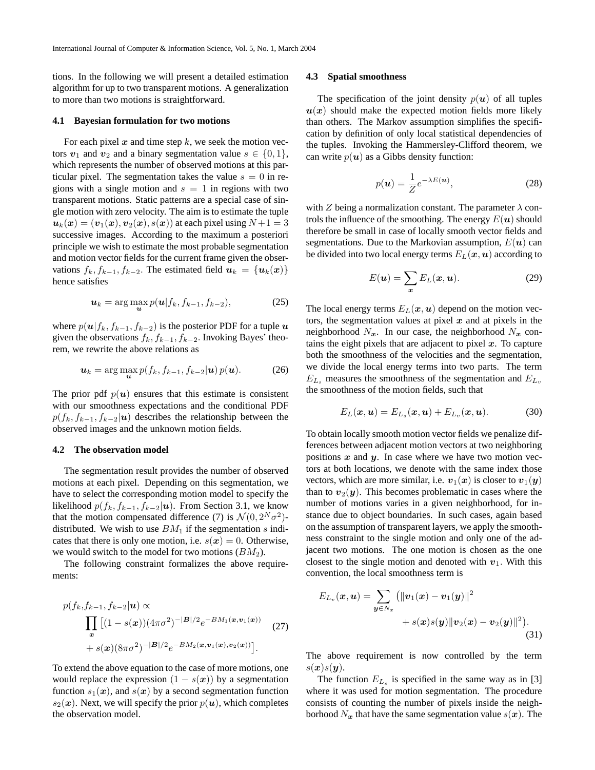tions. In the following we will present a detailed estimation algorithm for up to two transparent motions. A generalization to more than two motions is straightforward.

### 4.1 Bayesian formulation for two motions

For each pixel $\boldsymbol{x}$ and time step $k$, we seek the motion vectors $\boldsymbol{v}_1$ and $\boldsymbol{v}_2$ and a binary segmentation value $s \in \{0, 1\}$, which represents the number of observed motions at this particular pixel. The segmentation takes the value $s = 0$ in regions with a single motion and $s = 1$ in regions with two transparent motions. Static patterns are a special case of single motion with zero velocity. The aim is to estimate the tuple $\boldsymbol{u}_k(\boldsymbol{x}) = (\boldsymbol{v}_1(\boldsymbol{x}), \boldsymbol{v}_2(\boldsymbol{x}), s(\boldsymbol{x}))$ at each pixel using $N+1 = 3$ successive images. According to the maximum a posteriori principle we wish to estimate the most probable segmentation and motion vector fields for the current frame given the observations $f_k, f_{k-1}, f_{k-2}$. The estimated field $\boldsymbol{u}_k = \{\boldsymbol{u}_k(\boldsymbol{x})\}$ hence satisfies

$$\boldsymbol{u}_k = \arg\max_{\boldsymbol{u}} p(\boldsymbol{u}|f_k, f_{k-1}, f_{k-2}), \tag{25}$$

where $p(\boldsymbol{u}|f_k, f_{k-1}, f_{k-2})$ is the posterior PDF for a tuple $\boldsymbol{u}$ given the observations $f_k, f_{k-1}, f_{k-2}$. Invoking Bayes' theorem, we rewrite the above relations as

$$\boldsymbol{u}_k = \arg\max_{\boldsymbol{u}} p(f_k, f_{k-1}, f_{k-2}|\boldsymbol{u})\, p(\boldsymbol{u}). \tag{26}$$

The prior pdf $p(\boldsymbol{u})$ ensures that this estimate is consistent with our smoothness expectations and the conditional PDF $p(f_k, f_{k-1}, f_{k-2}|\boldsymbol{u})$ describes the relationship between the observed images and the unknown motion fields.

### 4.2 The observation model

The segmentation result provides the number of observed motions at each pixel. Depending on this segmentation, we have to select the corresponding motion model to specify the likelihood $p(f_k, f_{k-1}, f_{k-2}|\boldsymbol{u})$. From Section 3.1, we know that the motion compensated difference (7) is $\mathcal{N}(0, 2^N\sigma^2)$-distributed. We wish to use $BM_1$ if the segmentation $s$ indicates that there is only one motion, i.e. $s(\boldsymbol{x}) = 0$. Otherwise, we would switch to the model for two motions ($BM_2$).

The following constraint formalizes the above requirements:

$$\begin{aligned} p(f_k, &f_{k-1}, f_{k-2}|\boldsymbol{u}) \propto \\ &\prod_{\boldsymbol{x}} \big[(1 - s(\boldsymbol{x}))(4\pi\sigma^2)^{-|\boldsymbol{B}|/2} e^{-BM_1(\boldsymbol{x}, \boldsymbol{v}_1(\boldsymbol{x}))} \\ &+ s(\boldsymbol{x})(8\pi\sigma^2)^{-|\boldsymbol{B}|/2} e^{-BM_2(\boldsymbol{x}, \boldsymbol{v}_1(\boldsymbol{x}), \boldsymbol{v}_2(\boldsymbol{x}))}\big]. \end{aligned} \tag{27}$$

To extend the above equation to the case of more motions, one would replace the expression $(1 - s(\boldsymbol{x}))$ by a segmentation function $s_1(\boldsymbol{x})$, and $s(\boldsymbol{x})$ by a second segmentation function $s_2(\boldsymbol{x})$. Next, we will specify the prior $p(\boldsymbol{u})$, which completes the observation model.

### 4.3 Spatial smoothness

The specification of the joint density $p(\boldsymbol{u})$ of all tuples $\boldsymbol{u}(\boldsymbol{x})$ should make the expected motion fields more likely than others. The Markov assumption simplifies the specification by definition of only local statistical dependencies of the tuples. Invoking the Hammersley-Clifford theorem, we can write $p(\boldsymbol{u})$ as a Gibbs density function:

$$p(\boldsymbol{u}) = \frac{1}{Z} e^{-\lambda E(\boldsymbol{u})}, \tag{28}$$

with $Z$ being a normalization constant. The parameter $\lambda$ controls the influence of the smoothing. The energy $E(\boldsymbol{u})$ should therefore be small in case of locally smooth vector fields and segmentations. Due to the Markovian assumption, $E(\boldsymbol{u})$ can be divided into two local energy terms $E_L(\boldsymbol{x}, \boldsymbol{u})$ according to

$$E(\boldsymbol{u}) = \sum_{\boldsymbol{x}} E_L(\boldsymbol{x}, \boldsymbol{u}). \tag{29}$$

The local energy terms $E_L(\boldsymbol{x}, \boldsymbol{u})$ depend on the motion vectors, the segmentation values at pixel $\boldsymbol{x}$ and at pixels in the neighborhood $N_{\boldsymbol{x}}$. In our case, the neighborhood $N_{\boldsymbol{x}}$ contains the eight pixels that are adjacent to pixel $\boldsymbol{x}$. To capture both the smoothness of the velocities and the segmentation, we divide the local energy terms into two parts. The term $E_{L_s}$ measures the smoothness of the segmentation and $E_{L_v}$ the smoothness of the motion fields, such that

$$E_L(\boldsymbol{x}, \boldsymbol{u}) = E_{L_s}(\boldsymbol{x}, \boldsymbol{u}) + E_{L_v}(\boldsymbol{x}, \boldsymbol{u}). \tag{30}$$

To obtain locally smooth motion vector fields we penalize differences between adjacent motion vectors at two neighboring positions $\boldsymbol{x}$ and $\boldsymbol{y}$. In case where we have two motion vectors at both locations, we denote with the same index those vectors, which are more similar, i.e. $\boldsymbol{v}_1(\boldsymbol{x})$ is closer to $\boldsymbol{v}_1(\boldsymbol{y})$ than to $\boldsymbol{v}_2(\boldsymbol{y})$. This becomes problematic in cases where the number of motions varies in a given neighborhood, for instance due to object boundaries. In such cases, again based on the assumption of transparent layers, we apply the smoothness constraint to the single motion and only one of the adjacent two motions. The one motion is chosen as the one closest to the single motion and denoted with $\boldsymbol{v}_1$. With this convention, the local smoothness term is

$$\begin{aligned} E_{L_v}(\boldsymbol{x}, \boldsymbol{u}) = \sum_{\boldsymbol{y} \in N_x} \big(&\|\boldsymbol{v}_1(\boldsymbol{x}) - \boldsymbol{v}_1(\boldsymbol{y})\|^2 \\ &+ s(\boldsymbol{x})s(\boldsymbol{y})\|\boldsymbol{v}_2(\boldsymbol{x}) - \boldsymbol{v}_2(\boldsymbol{y})\|^2\big). \end{aligned} \tag{31}$$

The above requirement is now controlled by the term $s(\boldsymbol{x})s(\boldsymbol{y})$.

The function $E_{L_s}$ is specified in the same way as in [3] where it was used for motion segmentation. The procedure consists of counting the number of pixels inside the neighborhood $N_{\boldsymbol{x}}$ that have the same segmentation value $s(\boldsymbol{x})$. The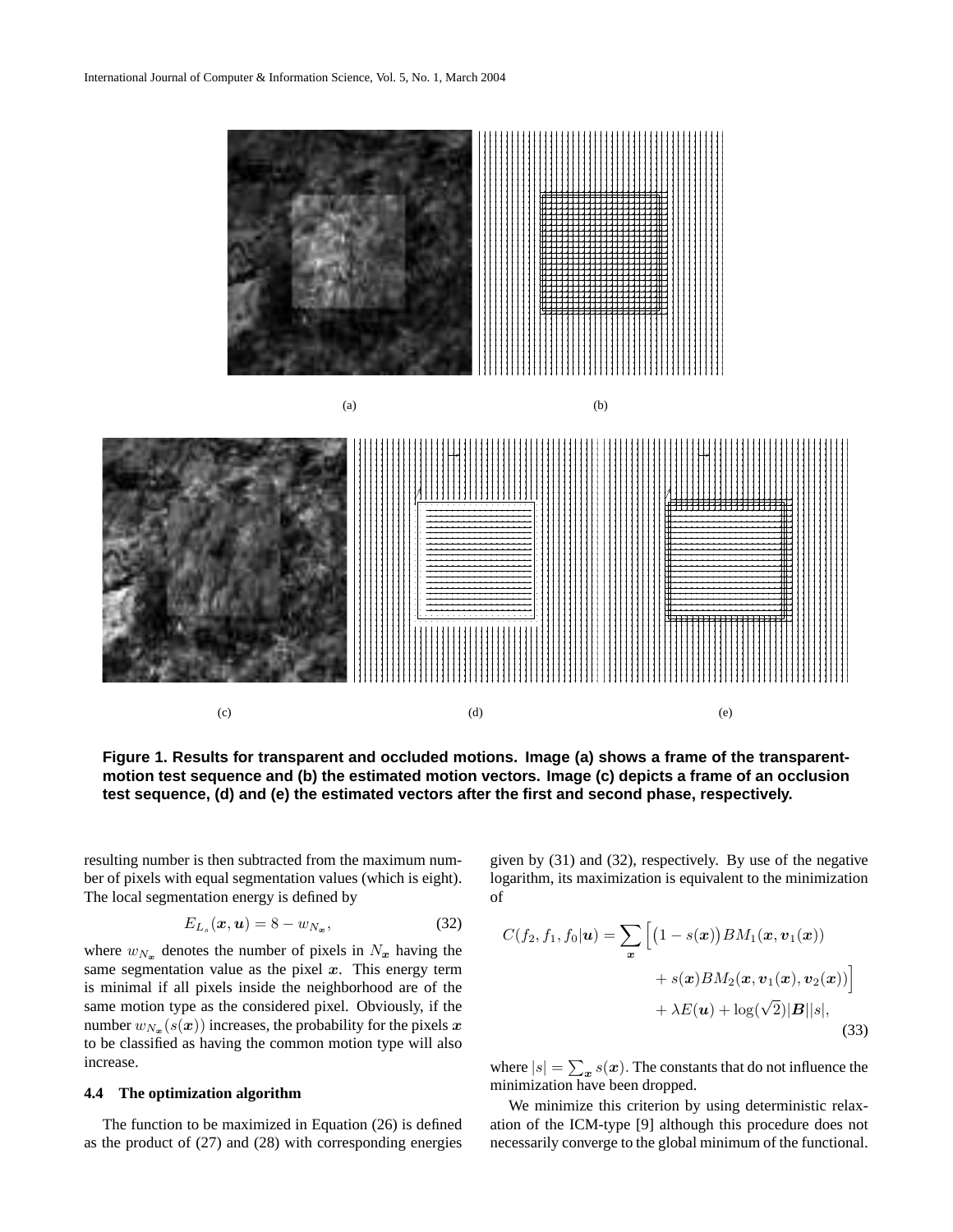(a) (b)

(c) (d) (e)

**Figure 1. Results for transparent and occluded motions. Image (a) shows a frame of the transparent-motion test sequence and (b) the estimated motion vectors. Image (c) depicts a frame of an occlusion test sequence, (d) and (e) the estimated vectors after the first and second phase, respectively.**

resulting number is then subtracted from the maximum number of pixels with equal segmentation values (which is eight). The local segmentation energy is defined by

$$E_{L_s}(\boldsymbol{x}, \boldsymbol{u}) = 8 - w_{N_{\boldsymbol{x}}}, \tag{32}$$

where $w_{N_{\boldsymbol{x}}}$ denotes the number of pixels in $N_{\boldsymbol{x}}$ having the same segmentation value as the pixel $\boldsymbol{x}$. This energy term is minimal if all pixels inside the neighborhood are of the same motion type as the considered pixel. Obviously, if the number $w_{N_{\boldsymbol{x}}}(s(\boldsymbol{x}))$ increases, the probability for the pixels $\boldsymbol{x}$ to be classified as having the common motion type will also increase.

### 4.4 The optimization algorithm

The function to be maximized in Equation (26) is defined as the product of (27) and (28) with corresponding energies given by (31) and (32), respectively. By use of the negative logarithm, its maximization is equivalent to the minimization of

$$\begin{aligned} C(f_2, f_1, f_0|\boldsymbol{u}) = \sum_{\boldsymbol{x}} \Big[ \big(1 - s(\boldsymbol{x})\big) BM_1(\boldsymbol{x}, \boldsymbol{v}_1(\boldsymbol{x})) \\ + s(\boldsymbol{x}) BM_2(\boldsymbol{x}, \boldsymbol{v}_1(\boldsymbol{x}), \boldsymbol{v}_2(\boldsymbol{x})) \Big] \\ + \lambda E(\boldsymbol{u}) + \log(\sqrt{2})|\boldsymbol{B}||s|, \end{aligned} \tag{33}$$

where $|s| = \sum_{\boldsymbol{x}} s(\boldsymbol{x})$. The constants that do not influence the minimization have been dropped.

We minimize this criterion by using deterministic relaxation of the ICM-type [9] although this procedure does not necessarily converge to the global minimum of the functional.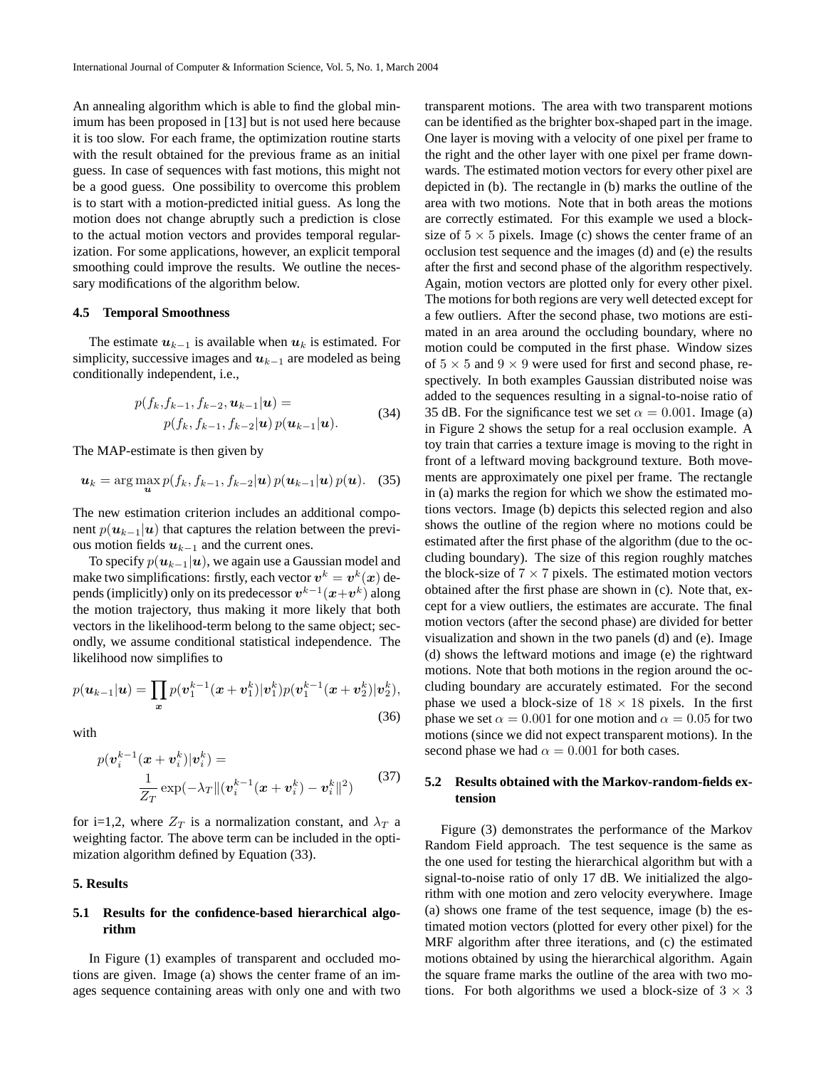An annealing algorithm which is able to find the global minimum has been proposed in [13] but is not used here because it is too slow. For each frame, the optimization routine starts with the result obtained for the previous frame as an initial guess. In case of sequences with fast motions, this might not be a good guess. One possibility to overcome this problem is to start with a motion-predicted initial guess. As long the motion does not change abruptly such a prediction is close to the actual motion vectors and provides temporal regularization. For some applications, however, an explicit temporal smoothing could improve the results. We outline the necessary modifications of the algorithm below.

### 4.5 Temporal Smoothness

The estimate $\boldsymbol{u}_{k-1}$ is available when $\boldsymbol{u}_k$ is estimated. For simplicity, successive images and $\boldsymbol{u}_{k-1}$ are modeled as being conditionally independent, i.e.,

$$p(f_k, f_{k-1}, f_{k-2}, \boldsymbol{u}_{k-1}|\boldsymbol{u}) = p(f_k, f_{k-1}, f_{k-2}|\boldsymbol{u})\, p(\boldsymbol{u}_{k-1}|\boldsymbol{u}). \tag{34}$$

The MAP-estimate is then given by

$$\boldsymbol{u}_k = \arg\max_{\boldsymbol{u}} p(f_k, f_{k-1}, f_{k-2}|\boldsymbol{u})\, p(\boldsymbol{u}_{k-1}|\boldsymbol{u})\, p(\boldsymbol{u}). \tag{35}$$

The new estimation criterion includes an additional component $p(\boldsymbol{u}_{k-1}|\boldsymbol{u})$ that captures the relation between the previous motion fields $\boldsymbol{u}_{k-1}$ and the current ones.

To specify $p(\boldsymbol{u}_{k-1}|\boldsymbol{u})$, we again use a Gaussian model and make two simplifications: firstly, each vector $\boldsymbol{v}^k = \boldsymbol{v}^k(\boldsymbol{x})$ depends (implicitly) only on its predecessor $\boldsymbol{v}^{k-1}(\boldsymbol{x}+\boldsymbol{v}^k)$ along the motion trajectory, thus making it more likely that both vectors in the likelihood-term belong to the same object; secondly, we assume conditional statistical independence. The likelihood now simplifies to

$$p(\boldsymbol{u}_{k-1}|\boldsymbol{u}) = \prod_{\boldsymbol{x}} p(\boldsymbol{v}_1^{k-1}(\boldsymbol{x}+\boldsymbol{v}_1^k)|\boldsymbol{v}_1^k) p(\boldsymbol{v}_1^{k-1}(\boldsymbol{x}+\boldsymbol{v}_2^k)|\boldsymbol{v}_2^k), \tag{36}$$

with

$$p(\boldsymbol{v}_i^{k-1}(\boldsymbol{x}+\boldsymbol{v}_i^k)|\boldsymbol{v}_i^k) = \frac{1}{Z_T}\exp(-\lambda_T \|(\boldsymbol{v}_i^{k-1}(\boldsymbol{x}+\boldsymbol{v}_i^k) - \boldsymbol{v}_i^k\|^2) \tag{37}$$

for i=1,2, where $Z_T$ is a normalization constant, and $\lambda_T$ a weighting factor. The above term can be included in the optimization algorithm defined by Equation (33).

## 5. Results

### 5.1 Results for the confidence-based hierarchical algorithm

In Figure (1) examples of transparent and occluded motions are given. Image (a) shows the center frame of an images sequence containing areas with only one and with two transparent motions. The area with two transparent motions can be identified as the brighter box-shaped part in the image. One layer is moving with a velocity of one pixel per frame to the right and the other layer with one pixel per frame downwards. The estimated motion vectors for every other pixel are depicted in (b). The rectangle in (b) marks the outline of the area with two motions. Note that in both areas the motions are correctly estimated. For this example we used a block-size of $5 \times 5$ pixels. Image (c) shows the center frame of an occlusion test sequence and the images (d) and (e) the results after the first and second phase of the algorithm respectively. Again, motion vectors are plotted only for every other pixel. The motions for both regions are very well detected except for a few outliers. After the second phase, two motions are estimated in an area around the occluding boundary, where no motion could be computed in the first phase. Window sizes of $5 \times 5$ and $9 \times 9$ were used for first and second phase, respectively. In both examples Gaussian distributed noise was added to the sequences resulting in a signal-to-noise ratio of 35 dB. For the significance test we set $\alpha = 0.001$. Image (a) in Figure 2 shows the setup for a real occlusion example. A toy train that carries a texture image is moving to the right in front of a leftward moving background texture. Both movements are approximately one pixel per frame. The rectangle in (a) marks the region for which we show the estimated motions vectors. Image (b) depicts this selected region and also shows the outline of the region where no motions could be estimated after the first phase of the algorithm (due to the occluding boundary). The size of this region roughly matches the block-size of $7 \times 7$ pixels. The estimated motion vectors obtained after the first phase are shown in (c). Note that, except for a view outliers, the estimates are accurate. The final motion vectors (after the second phase) are divided for better visualization and shown in the two panels (d) and (e). Image (d) shows the leftward motions and image (e) the rightward motions. Note that both motions in the region around the occluding boundary are accurately estimated. For the second phase we used a block-size of $18 \times 18$ pixels. In the first phase we set $\alpha = 0.001$ for one motion and $\alpha = 0.05$ for two motions (since we did not expect transparent motions). In the second phase we had $\alpha = 0.001$ for both cases.

### 5.2 Results obtained with the Markov-random-fields extension

Figure (3) demonstrates the performance of the Markov Random Field approach. The test sequence is the same as the one used for testing the hierarchical algorithm but with a signal-to-noise ratio of only 17 dB. We initialized the algorithm with one motion and zero velocity everywhere. Image (a) shows one frame of the test sequence, image (b) the estimated motion vectors (plotted for every other pixel) for the MRF algorithm after three iterations, and (c) the estimated motions obtained by using the hierarchical algorithm. Again the square frame marks the outline of the area with two motions. For both algorithms we used a block-size of $3 \times 3$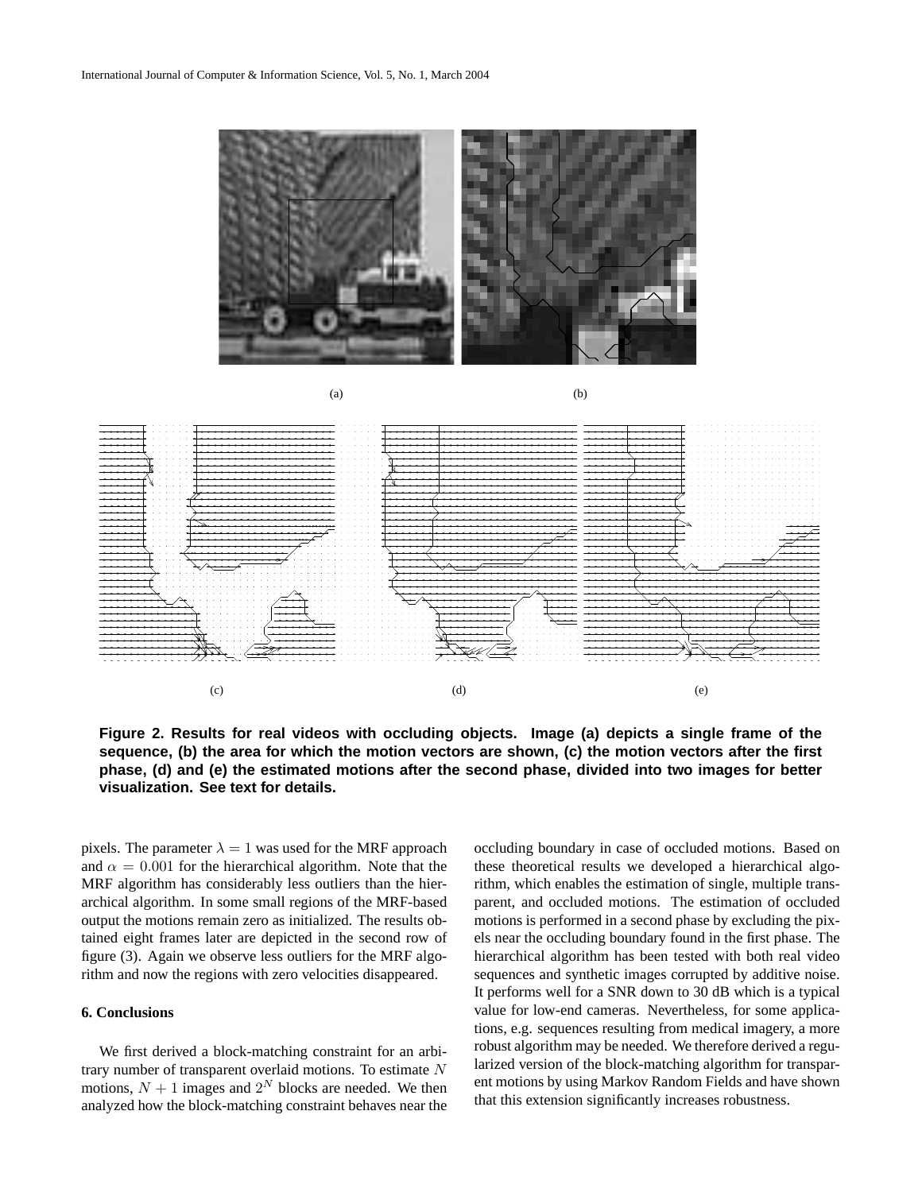(a)

(b)

(c)

(d)

(e)

**Figure 2. Results for real videos with occluding objects. Image (a) depicts a single frame of the sequence, (b) the area for which the motion vectors are shown, (c) the motion vectors after the first phase, (d) and (e) the estimated motions after the second phase, divided into two images for better visualization. See text for details.**

pixels. The parameter $\lambda = 1$ was used for the MRF approach and $\alpha = 0.001$ for the hierarchical algorithm. Note that the MRF algorithm has considerably less outliers than the hierarchical algorithm. In some small regions of the MRF-based output the motions remain zero as initialized. The results obtained eight frames later are depicted in the second row of figure (3). Again we observe less outliers for the MRF algorithm and now the regions with zero velocities disappeared.

## 6. Conclusions

We first derived a block-matching constraint for an arbitrary number of transparent overlaid motions. To estimate $N$ motions, $N + 1$ images and $2^N$ blocks are needed. We then analyzed how the block-matching constraint behaves near the occluding boundary in case of occluded motions. Based on these theoretical results we developed a hierarchical algorithm, which enables the estimation of single, multiple transparent, and occluded motions. The estimation of occluded motions is performed in a second phase by excluding the pixels near the occluding boundary found in the first phase. The hierarchical algorithm has been tested with both real video sequences and synthetic images corrupted by additive noise. It performs well for a SNR down to 30 dB which is a typical value for low-end cameras. Nevertheless, for some applications, e.g. sequences resulting from medical imagery, a more robust algorithm may be needed. We therefore derived a regularized version of the block-matching algorithm for transparent motions by using Markov Random Fields and have shown that this extension significantly increases robustness.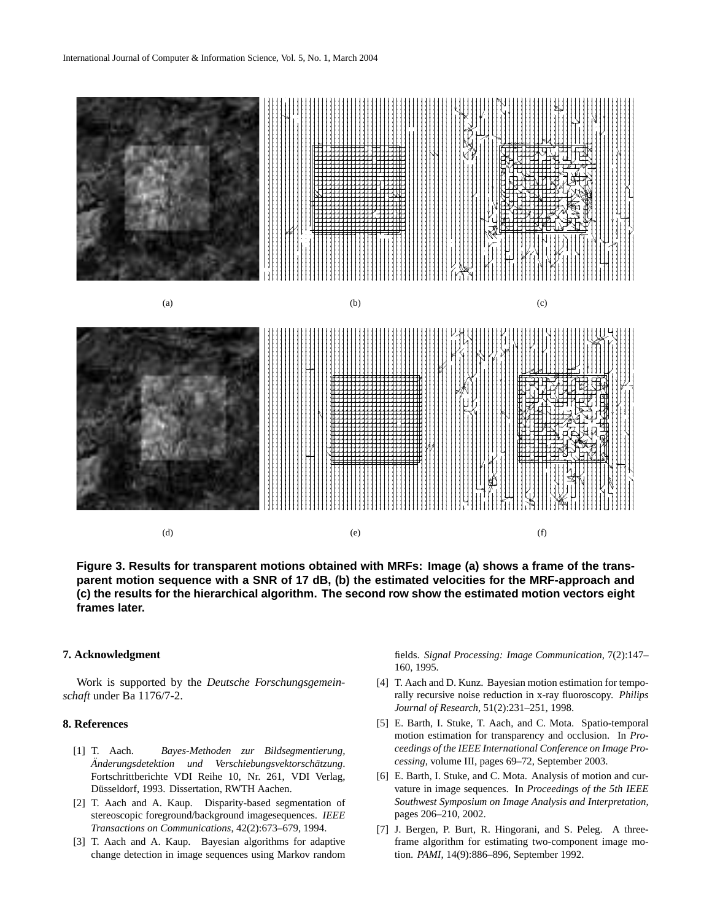(a) (b) (c)

(d) (e) (f)

**Figure 3. Results for transparent motions obtained with MRFs: Image (a) shows a frame of the transparent motion sequence with a SNR of 17 dB, (b) the estimated velocities for the MRF-approach and (c) the results for the hierarchical algorithm. The second row show the estimated motion vectors eight frames later.**

## 7. Acknowledgment

Work is supported by the *Deutsche Forschungsgemeinschaft* under Ba 1176/7-2.

## 8. References

[1] T. Aach. *Bayes-Methoden zur Bildsegmentierung, Änderungsdetektion und Verschiebungsvektorschätzung*. Fortschrittberichte VDI Reihe 10, Nr. 261, VDI Verlag, Düsseldorf, 1993. Dissertation, RWTH Aachen.

[2] T. Aach and A. Kaup. Disparity-based segmentation of stereoscopic foreground/background imagesequences. *IEEE Transactions on Communications*, 42(2):673–679, 1994.

[3] T. Aach and A. Kaup. Bayesian algorithms for adaptive change detection in image sequences using Markov random fields. *Signal Processing: Image Communication*, 7(2):147–160, 1995.

[4] T. Aach and D. Kunz. Bayesian motion estimation for temporally recursive noise reduction in x-ray fluoroscopy. *Philips Journal of Research*, 51(2):231–251, 1998.

[5] E. Barth, I. Stuke, T. Aach, and C. Mota. Spatio-temporal motion estimation for transparency and occlusion. In *Proceedings of the IEEE International Conference on Image Processing*, volume III, pages 69–72, September 2003.

[6] E. Barth, I. Stuke, and C. Mota. Analysis of motion and curvature in image sequences. In *Proceedings of the 5th IEEE Southwest Symposium on Image Analysis and Interpretation*, pages 206–210, 2002.

[7] J. Bergen, P. Burt, R. Hingorani, and S. Peleg. A three-frame algorithm for estimating two-component image motion. *PAMI*, 14(9):886–896, September 1992.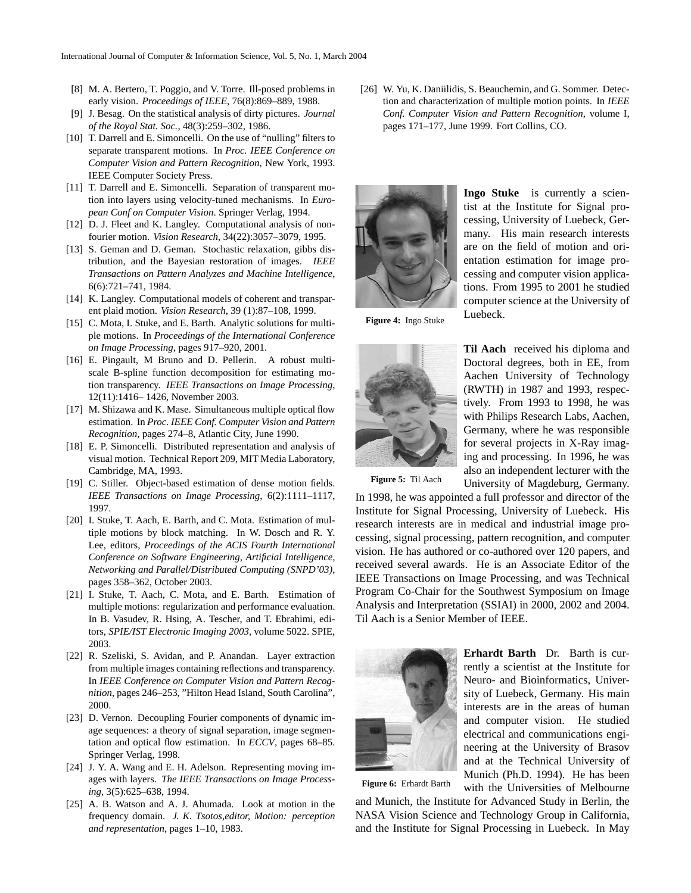[8] M. A. Bertero, T. Poggio, and V. Torre. Ill-posed problems in early vision. *Proceedings of IEEE*, 76(8):869–889, 1988.

[9] J. Besag. On the statistical analysis of dirty pictures. *Journal of the Royal Stat. Soc.*, 48(3):259–302, 1986.

[10] T. Darrell and E. Simoncelli. On the use of "nulling" filters to separate transparent motions. In *Proc. IEEE Conference on Computer Vision and Pattern Recognition*, New York, 1993. IEEE Computer Society Press.

[11] T. Darrell and E. Simoncelli. Separation of transparent motion into layers using velocity-tuned mechanisms. In *European Conf on Computer Vision*. Springer Verlag, 1994.

[12] D. J. Fleet and K. Langley. Computational analysis of non-fourier motion. *Vision Research*, 34(22):3057–3079, 1995.

[13] S. Geman and D. Geman. Stochastic relaxation, gibbs distribution, and the Bayesian restoration of images. *IEEE Transactions on Pattern Analyzes and Machine Intelligence*, 6(6):721–741, 1984.

[14] K. Langley. Computational models of coherent and transparent plaid motion. *Vision Research*, 39 (1):87–108, 1999.

[15] C. Mota, I. Stuke, and E. Barth. Analytic solutions for multiple motions. In *Proceedings of the International Conference on Image Processing*, pages 917–920, 2001.

[16] E. Pingault, M Bruno and D. Pellerin. A robust multiscale B-spline function decomposition for estimating motion transparency. *IEEE Transactions on Image Processing*, 12(11):1416– 1426, November 2003.

[17] M. Shizawa and K. Mase. Simultaneous multiple optical flow estimation. In *Proc. IEEE Conf. Computer Vision and Pattern Recognition*, pages 274–8, Atlantic City, June 1990.

[18] E. P. Simoncelli. Distributed representation and analysis of visual motion. Technical Report 209, MIT Media Laboratory, Cambridge, MA, 1993.

[19] C. Stiller. Object-based estimation of dense motion fields. *IEEE Transactions on Image Processing*, 6(2):1111–1117, 1997.

[20] I. Stuke, T. Aach, E. Barth, and C. Mota. Estimation of multiple motions by block matching. In W. Dosch and R. Y. Lee, editors, *Proceedings of the ACIS Fourth International Conference on Software Engineering, Artificial Intelligence, Networking and Parallel/Distributed Computing (SNPD'03)*, pages 358–362, October 2003.

[21] I. Stuke, T. Aach, C. Mota, and E. Barth. Estimation of multiple motions: regularization and performance evaluation. In B. Vasudev, R. Hsing, A. Tescher, and T. Ebrahimi, editors, *SPIE/IST Electronic Imaging 2003*, volume 5022. SPIE, 2003.

[22] R. Szeliski, S. Avidan, and P. Anandan. Layer extraction from multiple images containing reflections and transparency. In *IEEE Conference on Computer Vision and Pattern Recognition*, pages 246–253, "Hilton Head Island, South Carolina", 2000.

[23] D. Vernon. Decoupling Fourier components of dynamic image sequences: a theory of signal separation, image segmentation and optical flow estimation. In *ECCV*, pages 68–85. Springer Verlag, 1998.

[24] J. Y. A. Wang and E. H. Adelson. Representing moving images with layers. *The IEEE Transactions on Image Processing*, 3(5):625–638, 1994.

[25] A. B. Watson and A. J. Ahumada. Look at motion in the frequency domain. *J. K. Tsotos,editor, Motion: perception and representation*, pages 1–10, 1983.

[26] W. Yu, K. Daniilidis, S. Beauchemin, and G. Sommer. Detection and characterization of multiple motion points. In *IEEE Conf. Computer Vision and Pattern Recognition*, volume I, pages 171–177, June 1999. Fort Collins, CO.

**Figure 4:** Ingo Stuke

**Ingo Stuke** is currently a scientist at the Institute for Signal processing, University of Luebeck, Germany. His main research interests are on the field of motion and orientation estimation for image processing and computer vision applications. From 1995 to 2001 he studied computer science at the University of Luebeck.

**Figure 5:** Til Aach

**Til Aach** received his diploma and Doctoral degrees, both in EE, from Aachen University of Technology (RWTH) in 1987 and 1993, respectively. From 1993 to 1998, he was with Philips Research Labs, Aachen, Germany, where he was responsible for several projects in X-Ray imaging and processing. In 1996, he was also an independent lecturer with the University of Magdeburg, Germany. In 1998, he was appointed a full professor and director of the Institute for Signal Processing, University of Luebeck. His research interests are in medical and industrial image processing, signal processing, pattern recognition, and computer vision. He has authored or co-authored over 120 papers, and received several awards. He is an Associate Editor of the IEEE Transactions on Image Processing, and was Technical Program Co-Chair for the Southwest Symposium on Image Analysis and Interpretation (SSIAI) in 2000, 2002 and 2004. Til Aach is a Senior Member of IEEE.

**Figure 6:** Erhardt Barth

**Erhardt Barth** Dr. Barth is currently a scientist at the Institute for Neuro- and Bioinformatics, University of Luebeck, Germany. His main interests are in the areas of human and computer vision. He studied electrical and communications engineering at the University of Brasov and at the Technical University of Munich (Ph.D. 1994). He has been with the Universities of Melbourne and Munich, the Institute for Advanced Study in Berlin, the NASA Vision Science and Technology Group in California, and the Institute for Signal Processing in Luebeck. In May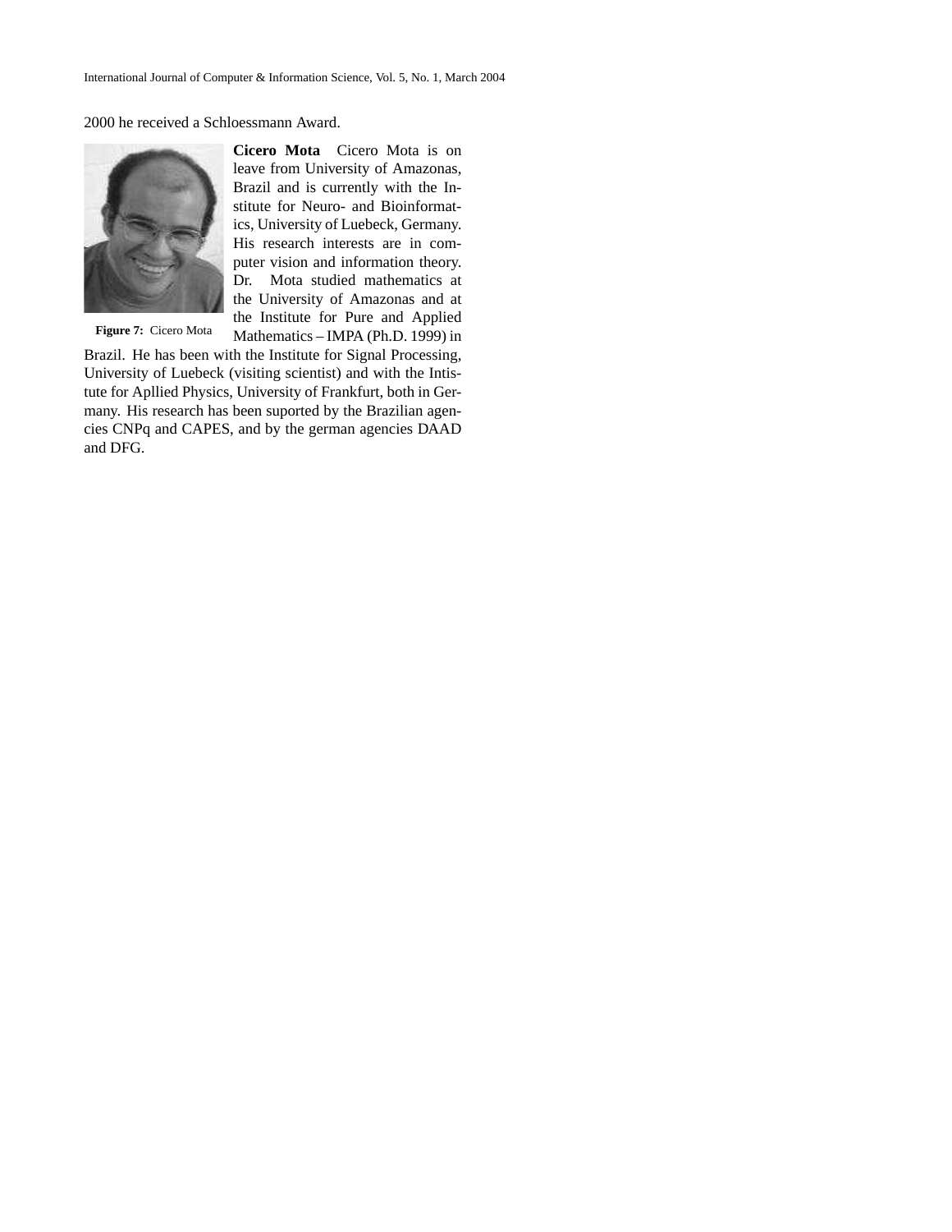2000 he received a Schloessmann Award.

**Figure 7:** Cicero Mota

**Cicero Mota** Cicero Mota is on leave from University of Amazonas, Brazil and is currently with the Institute for Neuro- and Bioinformatics, University of Luebeck, Germany. His research interests are in computer vision and information theory. Dr. Mota studied mathematics at the University of Amazonas and at the Institute for Pure and Applied Mathematics – IMPA (Ph.D. 1999) in Brazil. He has been with the Institute for Signal Processing, University of Luebeck (visiting scientist) and with the Intistute for Apllied Physics, University of Frankfurt, both in Germany. His research has been suported by the Brazilian agencies CNPq and CAPES, and by the german agencies DAAD and DFG.